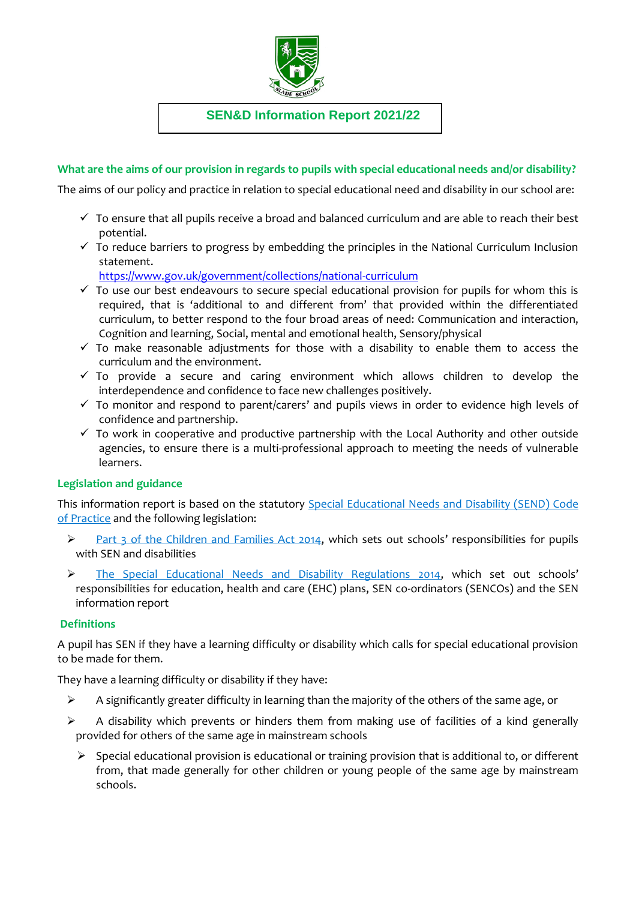# SEN&D Information Report 2021/22

## What are the aims of our provision in regards to pupils with special educational needs and/or disability?

The aims of our policy and practice in relation to special educational need and disability in our school are:

- ✓ To ensure that all pupils receive a broad and balanced curriculum and are able to reach their best potential.
- ✓ To reduce barriers to progress by embedding the principles in the National Curriculum Inclusion statement.
  https://www.gov.uk/government/collections/national-curriculum
- ✓ To use our best endeavours to secure special educational provision for pupils for whom this is required, that is 'additional to and different from' that provided within the differentiated curriculum, to better respond to the four broad areas of need: Communication and interaction, Cognition and learning, Social, mental and emotional health, Sensory/physical
- ✓ To make reasonable adjustments for those with a disability to enable them to access the curriculum and the environment.
- ✓ To provide a secure and caring environment which allows children to develop the interdependence and confidence to face new challenges positively.
- ✓ To monitor and respond to parent/carers' and pupils views in order to evidence high levels of confidence and partnership.
- ✓ To work in cooperative and productive partnership with the Local Authority and other outside agencies, to ensure there is a multi-professional approach to meeting the needs of vulnerable learners.

## Legislation and guidance

This information report is based on the statutory Special Educational Needs and Disability (SEND) Code of Practice and the following legislation:

- Part 3 of the Children and Families Act 2014, which sets out schools' responsibilities for pupils with SEN and disabilities
- The Special Educational Needs and Disability Regulations 2014, which set out schools' responsibilities for education, health and care (EHC) plans, SEN co-ordinators (SENCOs) and the SEN information report

## Definitions

A pupil has SEN if they have a learning difficulty or disability which calls for special educational provision to be made for them.

They have a learning difficulty or disability if they have:

- A significantly greater difficulty in learning than the majority of the others of the same age, or
- A disability which prevents or hinders them from making use of facilities of a kind generally provided for others of the same age in mainstream schools
  - Special educational provision is educational or training provision that is additional to, or different from, that made generally for other children or young people of the same age by mainstream schools.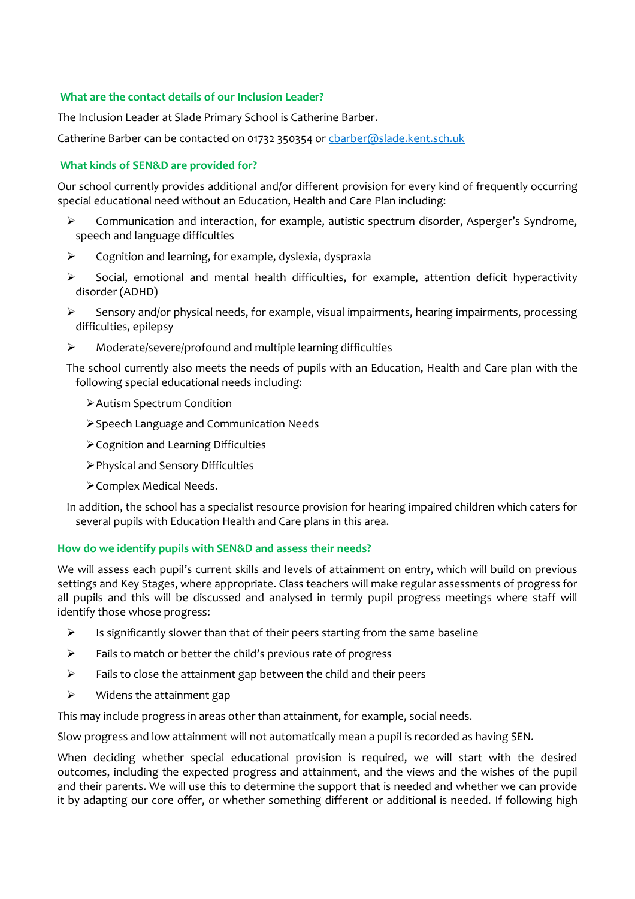### What are the contact details of our Inclusion Leader?

The Inclusion Leader at Slade Primary School is Catherine Barber.

Catherine Barber can be contacted on 01732 350354 or [cbarber@slade.kent.sch.uk](mailto:cbarber@slade.kent.sch.uk)

### What kinds of SEN&D are provided for?

Our school currently provides additional and/or different provision for every kind of frequently occurring special educational need without an Education, Health and Care Plan including:

- Communication and interaction, for example, autistic spectrum disorder, Asperger's Syndrome, speech and language difficulties
- Cognition and learning, for example, dyslexia, dyspraxia
- Social, emotional and mental health difficulties, for example, attention deficit hyperactivity disorder (ADHD)
- Sensory and/or physical needs, for example, visual impairments, hearing impairments, processing difficulties, epilepsy
- Moderate/severe/profound and multiple learning difficulties

The school currently also meets the needs of pupils with an Education, Health and Care plan with the following special educational needs including:

- Autism Spectrum Condition
- Speech Language and Communication Needs
- Cognition and Learning Difficulties
- Physical and Sensory Difficulties
- Complex Medical Needs.

In addition, the school has a specialist resource provision for hearing impaired children which caters for several pupils with Education Health and Care plans in this area.

### How do we identify pupils with SEN&D and assess their needs?

We will assess each pupil's current skills and levels of attainment on entry, which will build on previous settings and Key Stages, where appropriate. Class teachers will make regular assessments of progress for all pupils and this will be discussed and analysed in termly pupil progress meetings where staff will identify those whose progress:

- Is significantly slower than that of their peers starting from the same baseline
- Fails to match or better the child's previous rate of progress
- Fails to close the attainment gap between the child and their peers
- Widens the attainment gap

This may include progress in areas other than attainment, for example, social needs.

Slow progress and low attainment will not automatically mean a pupil is recorded as having SEN.

When deciding whether special educational provision is required, we will start with the desired outcomes, including the expected progress and attainment, and the views and the wishes of the pupil and their parents. We will use this to determine the support that is needed and whether we can provide it by adapting our core offer, or whether something different or additional is needed. If following high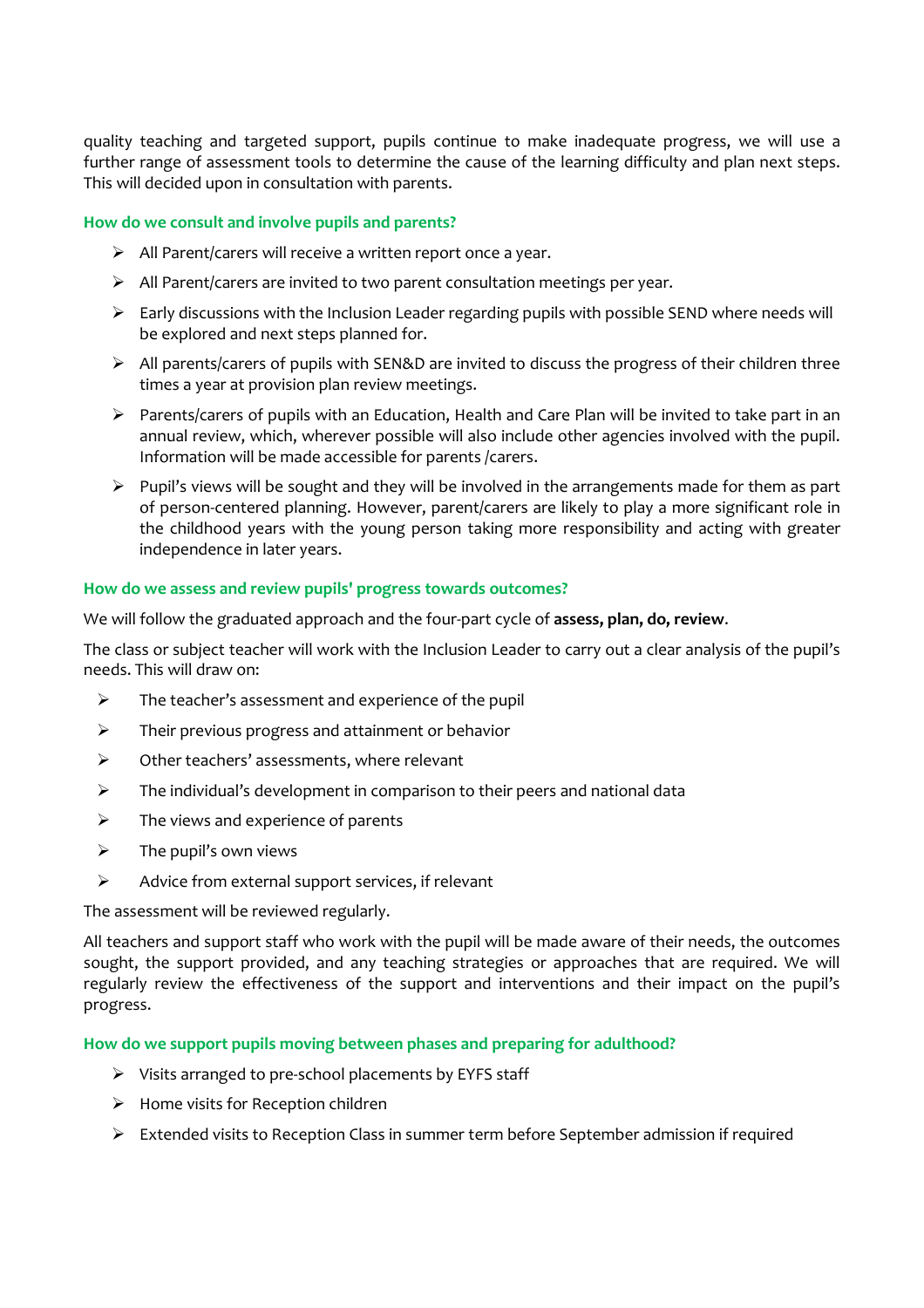quality teaching and targeted support, pupils continue to make inadequate progress, we will use a further range of assessment tools to determine the cause of the learning difficulty and plan next steps. This will decided upon in consultation with parents.

### How do we consult and involve pupils and parents?

- All Parent/carers will receive a written report once a year.
- All Parent/carers are invited to two parent consultation meetings per year.
- Early discussions with the Inclusion Leader regarding pupils with possible SEND where needs will be explored and next steps planned for.
- All parents/carers of pupils with SEN&D are invited to discuss the progress of their children three times a year at provision plan review meetings.
- Parents/carers of pupils with an Education, Health and Care Plan will be invited to take part in an annual review, which, wherever possible will also include other agencies involved with the pupil. Information will be made accessible for parents /carers.
- Pupil's views will be sought and they will be involved in the arrangements made for them as part of person-centered planning. However, parent/carers are likely to play a more significant role in the childhood years with the young person taking more responsibility and acting with greater independence in later years.

### How do we assess and review pupils' progress towards outcomes?

We will follow the graduated approach and the four-part cycle of **assess, plan, do, review**.

The class or subject teacher will work with the Inclusion Leader to carry out a clear analysis of the pupil's needs. This will draw on:

- The teacher's assessment and experience of the pupil
- Their previous progress and attainment or behavior
- Other teachers' assessments, where relevant
- The individual's development in comparison to their peers and national data
- The views and experience of parents
- The pupil's own views
- Advice from external support services, if relevant

The assessment will be reviewed regularly.

All teachers and support staff who work with the pupil will be made aware of their needs, the outcomes sought, the support provided, and any teaching strategies or approaches that are required. We will regularly review the effectiveness of the support and interventions and their impact on the pupil's progress.

### How do we support pupils moving between phases and preparing for adulthood?

- Visits arranged to pre-school placements by EYFS staff
- Home visits for Reception children
- Extended visits to Reception Class in summer term before September admission if required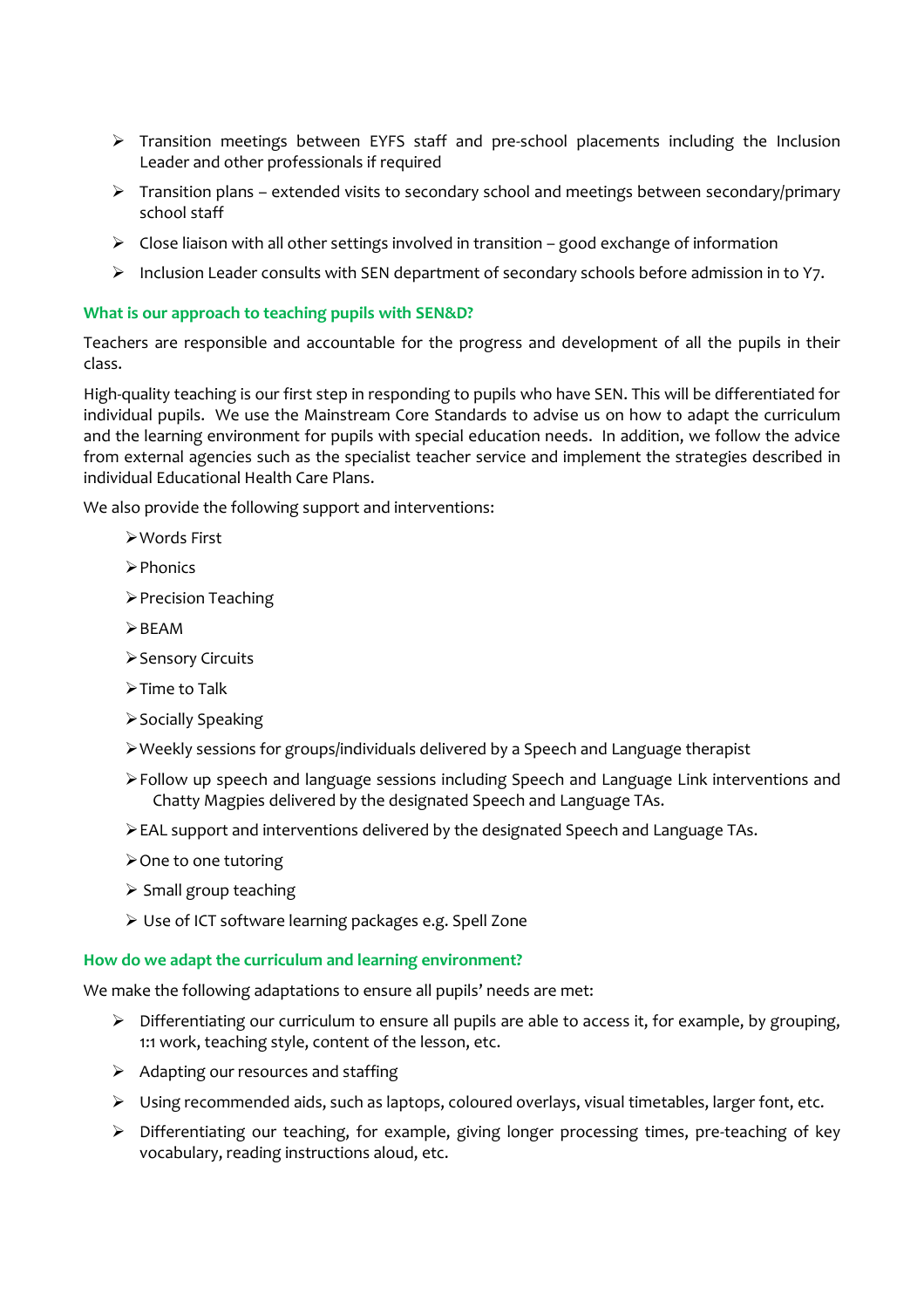- Transition meetings between EYFS staff and pre-school placements including the Inclusion Leader and other professionals if required
- Transition plans – extended visits to secondary school and meetings between secondary/primary school staff
- Close liaison with all other settings involved in transition – good exchange of information
- Inclusion Leader consults with SEN department of secondary schools before admission in to Y7.

### What is our approach to teaching pupils with SEN&D?

Teachers are responsible and accountable for the progress and development of all the pupils in their class.

High-quality teaching is our first step in responding to pupils who have SEN. This will be differentiated for individual pupils. We use the Mainstream Core Standards to advise us on how to adapt the curriculum and the learning environment for pupils with special education needs. In addition, we follow the advice from external agencies such as the specialist teacher service and implement the strategies described in individual Educational Health Care Plans.

We also provide the following support and interventions:

- Words First
- Phonics
- Precision Teaching
- BEAM
- Sensory Circuits
- Time to Talk
- Socially Speaking
- Weekly sessions for groups/individuals delivered by a Speech and Language therapist
- Follow up speech and language sessions including Speech and Language Link interventions and Chatty Magpies delivered by the designated Speech and Language TAs.
- EAL support and interventions delivered by the designated Speech and Language TAs.
- One to one tutoring
- Small group teaching
- Use of ICT software learning packages e.g. Spell Zone

### How do we adapt the curriculum and learning environment?

We make the following adaptations to ensure all pupils' needs are met:

- Differentiating our curriculum to ensure all pupils are able to access it, for example, by grouping, 1:1 work, teaching style, content of the lesson, etc.
- Adapting our resources and staffing
- Using recommended aids, such as laptops, coloured overlays, visual timetables, larger font, etc.
- Differentiating our teaching, for example, giving longer processing times, pre-teaching of key vocabulary, reading instructions aloud, etc.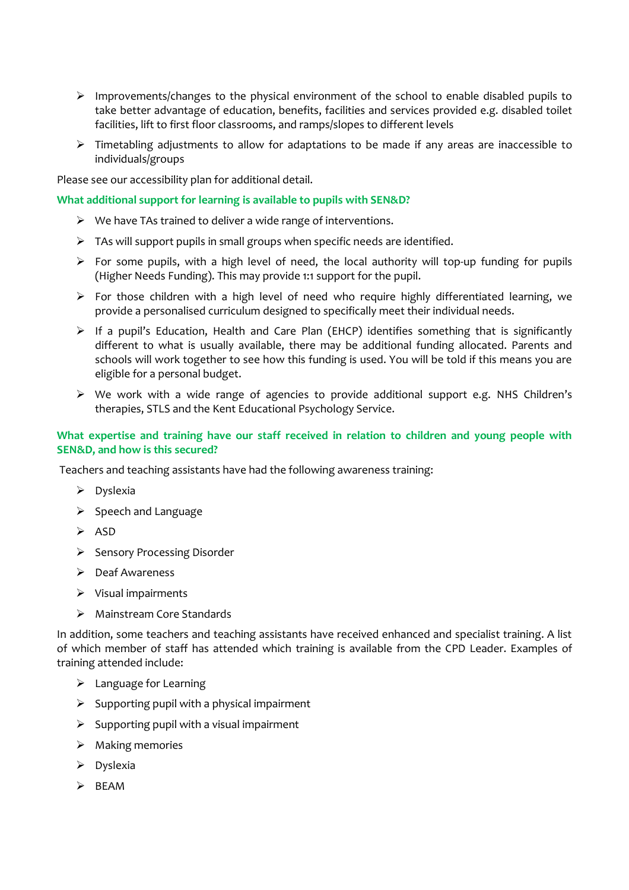- Improvements/changes to the physical environment of the school to enable disabled pupils to take better advantage of education, benefits, facilities and services provided e.g. disabled toilet facilities, lift to first floor classrooms, and ramps/slopes to different levels
- Timetabling adjustments to allow for adaptations to be made if any areas are inaccessible to individuals/groups

Please see our accessibility plan for additional detail.

### What additional support for learning is available to pupils with SEN&D?

- We have TAs trained to deliver a wide range of interventions.
- TAs will support pupils in small groups when specific needs are identified.
- For some pupils, with a high level of need, the local authority will top-up funding for pupils (Higher Needs Funding). This may provide 1:1 support for the pupil.
- For those children with a high level of need who require highly differentiated learning, we provide a personalised curriculum designed to specifically meet their individual needs.
- If a pupil's Education, Health and Care Plan (EHCP) identifies something that is significantly different to what is usually available, there may be additional funding allocated. Parents and schools will work together to see how this funding is used. You will be told if this means you are eligible for a personal budget.
- We work with a wide range of agencies to provide additional support e.g. NHS Children's therapies, STLS and the Kent Educational Psychology Service.

### What expertise and training have our staff received in relation to children and young people with SEN&D, and how is this secured?

Teachers and teaching assistants have had the following awareness training:

- Dyslexia
- Speech and Language
- ASD
- Sensory Processing Disorder
- Deaf Awareness
- Visual impairments
- Mainstream Core Standards

In addition, some teachers and teaching assistants have received enhanced and specialist training. A list of which member of staff has attended which training is available from the CPD Leader. Examples of training attended include:

- Language for Learning
- Supporting pupil with a physical impairment
- Supporting pupil with a visual impairment
- Making memories
- Dyslexia
- BEAM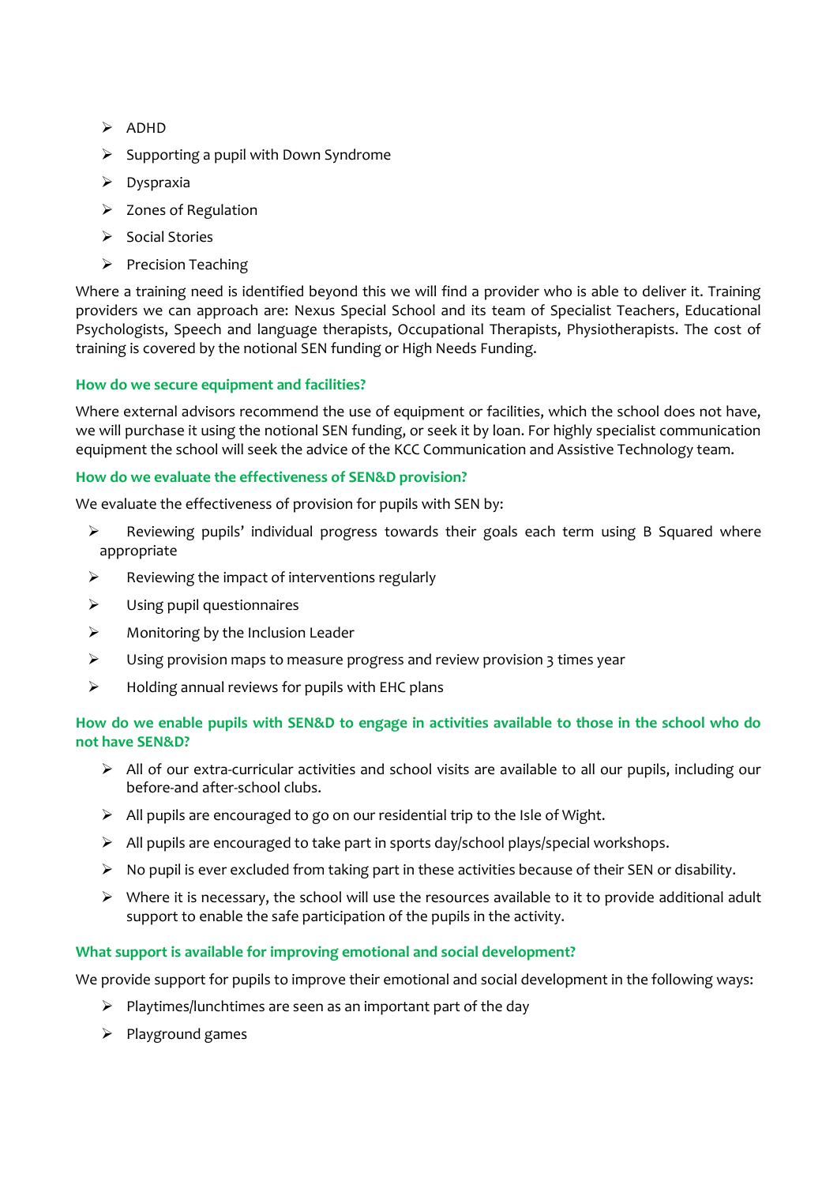- ADHD
- Supporting a pupil with Down Syndrome
- Dyspraxia
- Zones of Regulation
- Social Stories
- Precision Teaching

Where a training need is identified beyond this we will find a provider who is able to deliver it. Training providers we can approach are: Nexus Special School and its team of Specialist Teachers, Educational Psychologists, Speech and language therapists, Occupational Therapists, Physiotherapists. The cost of training is covered by the notional SEN funding or High Needs Funding.

### How do we secure equipment and facilities?

Where external advisors recommend the use of equipment or facilities, which the school does not have, we will purchase it using the notional SEN funding, or seek it by loan. For highly specialist communication equipment the school will seek the advice of the KCC Communication and Assistive Technology team.

### How do we evaluate the effectiveness of SEN&D provision?

We evaluate the effectiveness of provision for pupils with SEN by:

- Reviewing pupils' individual progress towards their goals each term using B Squared where appropriate
- Reviewing the impact of interventions regularly
- Using pupil questionnaires
- Monitoring by the Inclusion Leader
- Using provision maps to measure progress and review provision 3 times year
- Holding annual reviews for pupils with EHC plans

### How do we enable pupils with SEN&D to engage in activities available to those in the school who do not have SEN&D?

- All of our extra-curricular activities and school visits are available to all our pupils, including our before-and after-school clubs.
- All pupils are encouraged to go on our residential trip to the Isle of Wight.
- All pupils are encouraged to take part in sports day/school plays/special workshops.
- No pupil is ever excluded from taking part in these activities because of their SEN or disability.
- Where it is necessary, the school will use the resources available to it to provide additional adult support to enable the safe participation of the pupils in the activity.

### What support is available for improving emotional and social development?

We provide support for pupils to improve their emotional and social development in the following ways:

- Playtimes/lunchtimes are seen as an important part of the day
- Playground games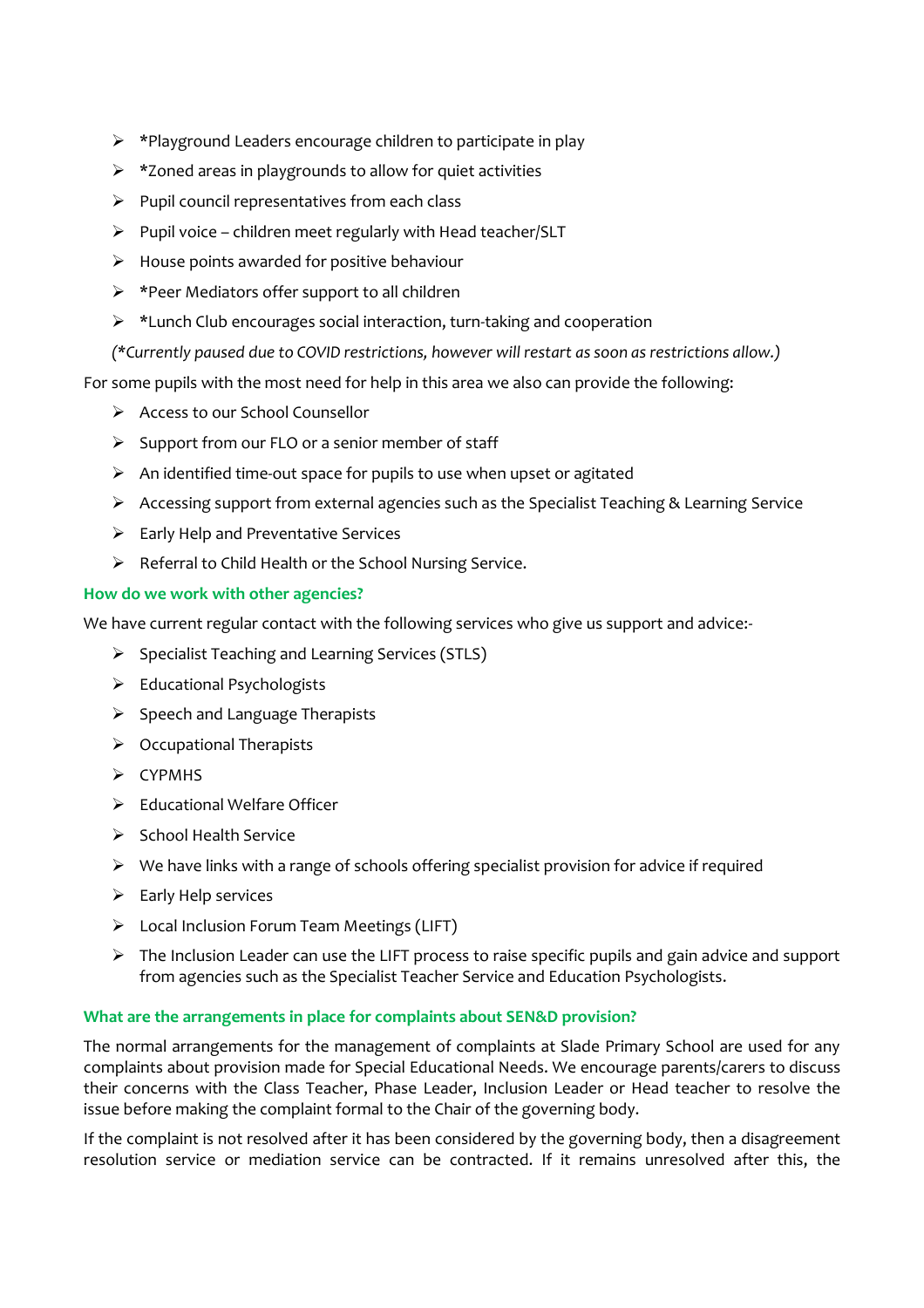- *Playground Leaders encourage children to participate in play
- *Zoned areas in playgrounds to allow for quiet activities
- Pupil council representatives from each class
- Pupil voice – children meet regularly with Head teacher/SLT
- House points awarded for positive behaviour
- *Peer Mediators offer support to all children
- *Lunch Club encourages social interaction, turn-taking and cooperation

*(*Currently paused due to COVID restrictions, however will restart as soon as restrictions allow.)*

For some pupils with the most need for help in this area we also can provide the following:

- Access to our School Counsellor
- Support from our FLO or a senior member of staff
- An identified time-out space for pupils to use when upset or agitated
- Accessing support from external agencies such as the Specialist Teaching & Learning Service
- Early Help and Preventative Services
- Referral to Child Health or the School Nursing Service.

### How do we work with other agencies?

We have current regular contact with the following services who give us support and advice:-

- Specialist Teaching and Learning Services (STLS)
- Educational Psychologists
- Speech and Language Therapists
- Occupational Therapists
- CYPMHS
- Educational Welfare Officer
- School Health Service
- We have links with a range of schools offering specialist provision for advice if required
- Early Help services
- Local Inclusion Forum Team Meetings (LIFT)
- The Inclusion Leader can use the LIFT process to raise specific pupils and gain advice and support from agencies such as the Specialist Teacher Service and Education Psychologists.

### What are the arrangements in place for complaints about SEN&D provision?

The normal arrangements for the management of complaints at Slade Primary School are used for any complaints about provision made for Special Educational Needs. We encourage parents/carers to discuss their concerns with the Class Teacher, Phase Leader, Inclusion Leader or Head teacher to resolve the issue before making the complaint formal to the Chair of the governing body.

If the complaint is not resolved after it has been considered by the governing body, then a disagreement resolution service or mediation service can be contracted. If it remains unresolved after this, the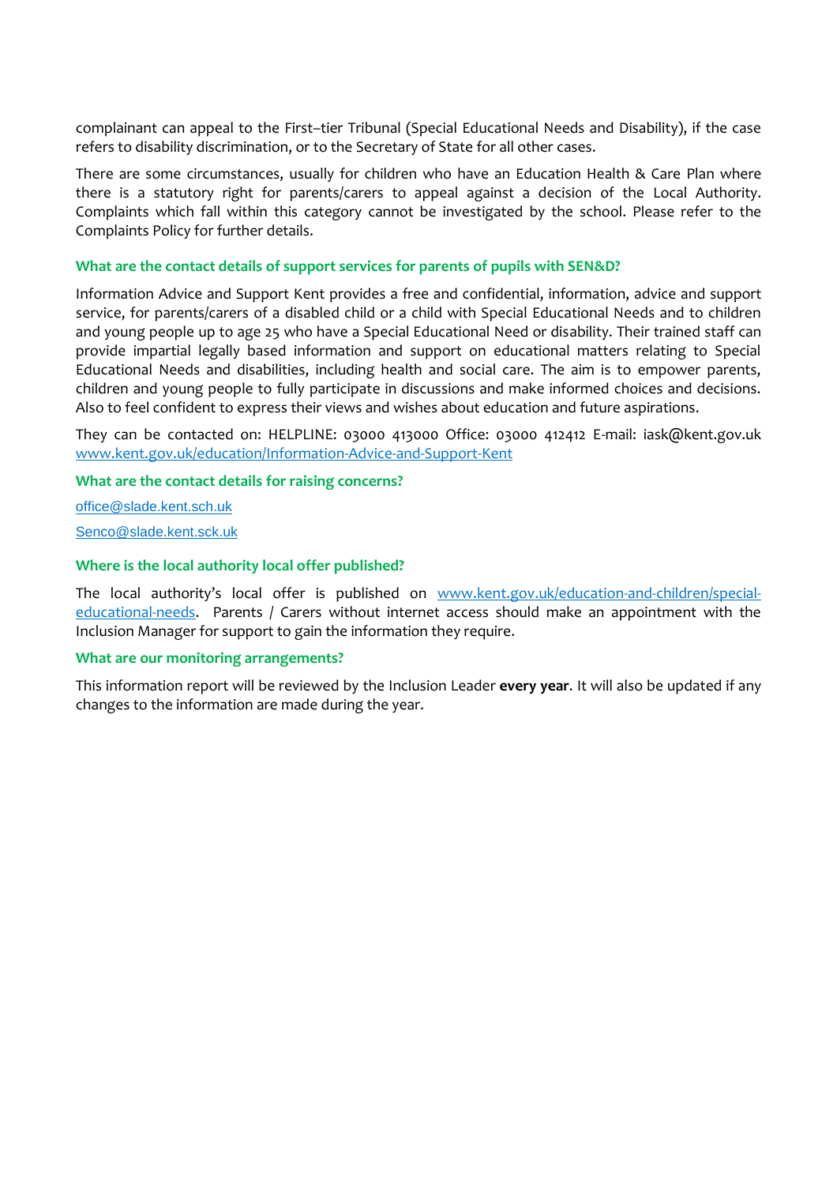complainant can appeal to the First–tier Tribunal (Special Educational Needs and Disability), if the case refers to disability discrimination, or to the Secretary of State for all other cases.

There are some circumstances, usually for children who have an Education Health & Care Plan where there is a statutory right for parents/carers to appeal against a decision of the Local Authority. Complaints which fall within this category cannot be investigated by the school. Please refer to the Complaints Policy for further details.

### What are the contact details of support services for parents of pupils with SEN&D?

Information Advice and Support Kent provides a free and confidential, information, advice and support service, for parents/carers of a disabled child or a child with Special Educational Needs and to children and young people up to age 25 who have a Special Educational Need or disability. Their trained staff can provide impartial legally based information and support on educational matters relating to Special Educational Needs and disabilities, including health and social care. The aim is to empower parents, children and young people to fully participate in discussions and make informed choices and decisions. Also to feel confident to express their views and wishes about education and future aspirations.

They can be contacted on: HELPLINE: 03000 413000 Office: 03000 412412 E-mail: iask@kent.gov.uk www.kent.gov.uk/education/Information-Advice-and-Support-Kent

### What are the contact details for raising concerns?

office@slade.kent.sch.uk

Senco@slade.kent.sck.uk

### Where is the local authority local offer published?

The local authority's local offer is published on www.kent.gov.uk/education-and-children/special-educational-needs. Parents / Carers without internet access should make an appointment with the Inclusion Manager for support to gain the information they require.

### What are our monitoring arrangements?

This information report will be reviewed by the Inclusion Leader **every year**. It will also be updated if any changes to the information are made during the year.